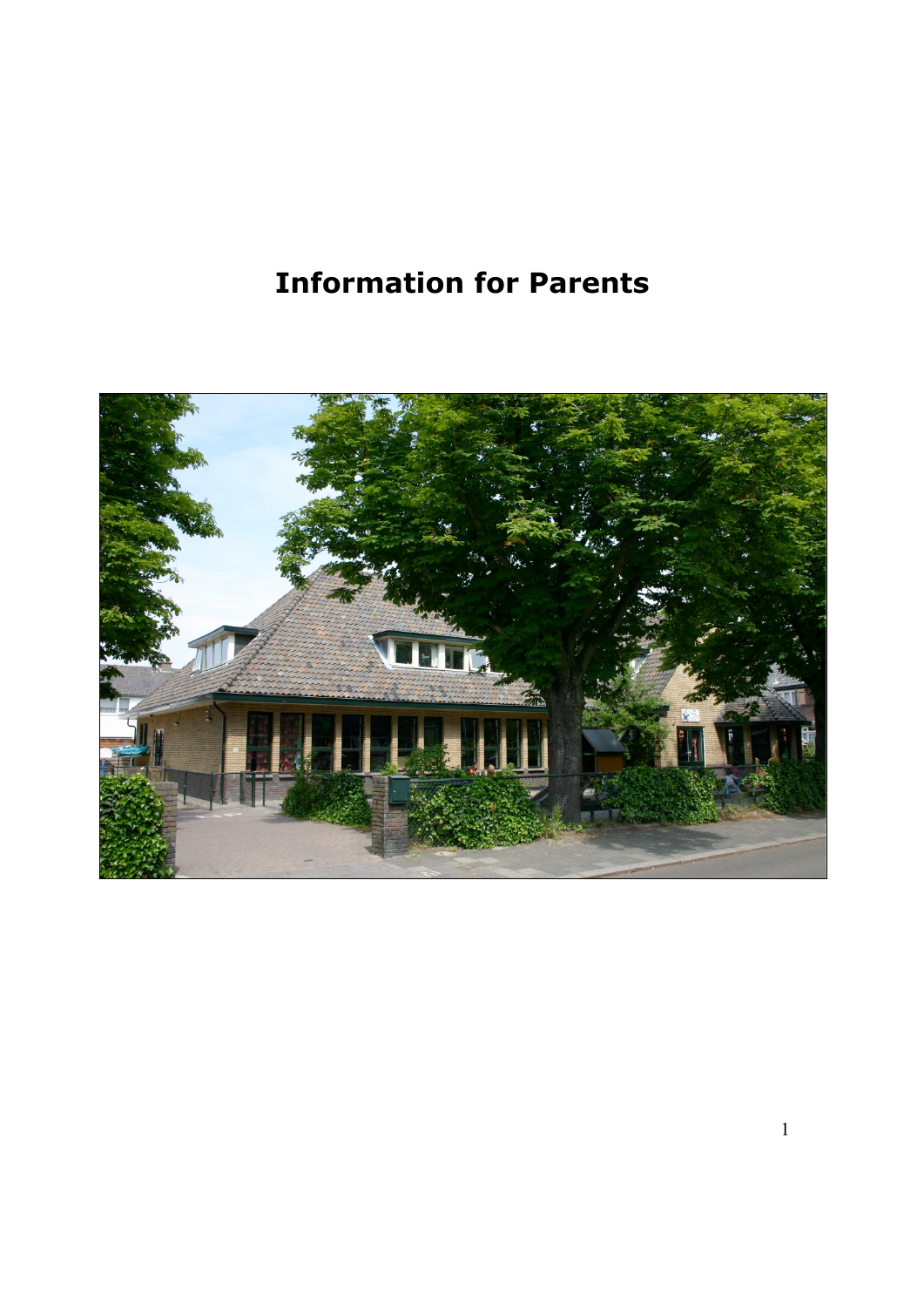# Information for Parents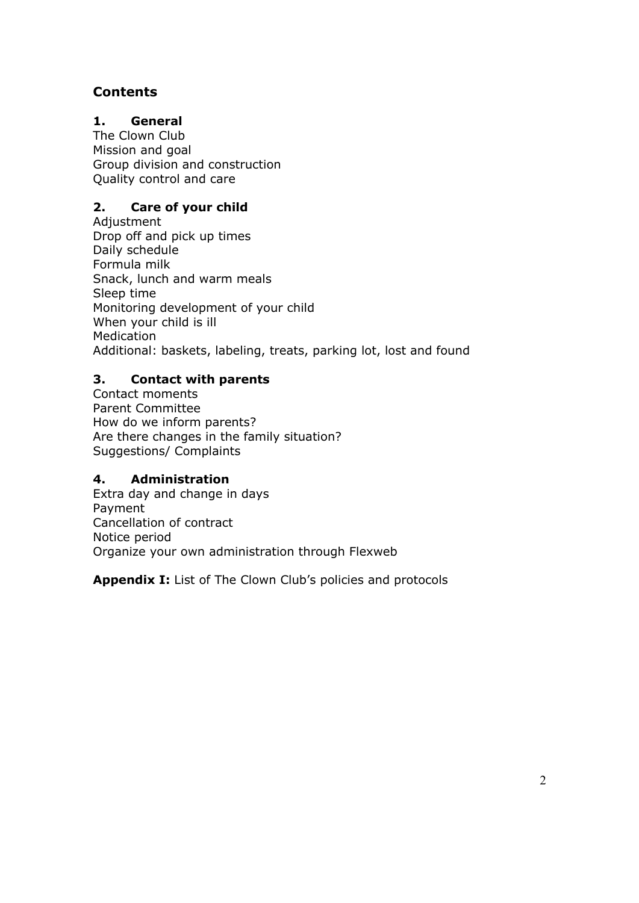## Contents

### 1. General

The Clown Club
Mission and goal
Group division and construction
Quality control and care

### 2. Care of your child

Adjustment
Drop off and pick up times
Daily schedule
Formula milk
Snack, lunch and warm meals
Sleep time
Monitoring development of your child
When your child is ill
Medication
Additional: baskets, labeling, treats, parking lot, lost and found

### 3. Contact with parents

Contact moments
Parent Committee
How do we inform parents?
Are there changes in the family situation?
Suggestions/ Complaints

### 4. Administration

Extra day and change in days
Payment
Cancellation of contract
Notice period
Organize your own administration through Flexweb

**Appendix I:** List of The Clown Club's policies and protocols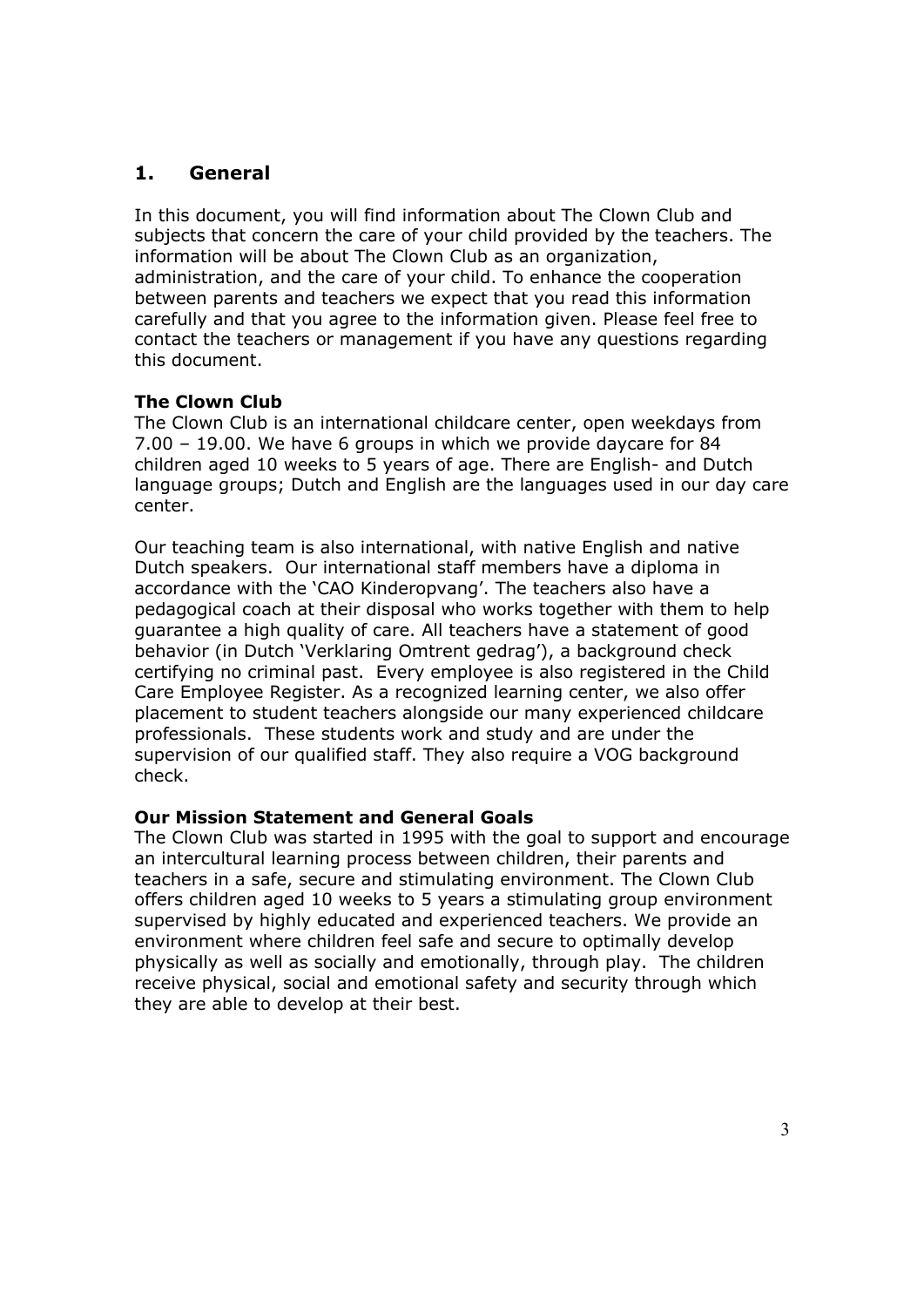## 1. General

In this document, you will find information about The Clown Club and subjects that concern the care of your child provided by the teachers. The information will be about The Clown Club as an organization, administration, and the care of your child. To enhance the cooperation between parents and teachers we expect that you read this information carefully and that you agree to the information given. Please feel free to contact the teachers or management if you have any questions regarding this document.

**The Clown Club**

The Clown Club is an international childcare center, open weekdays from 7.00 – 19.00. We have 6 groups in which we provide daycare for 84 children aged 10 weeks to 5 years of age. There are English- and Dutch language groups; Dutch and English are the languages used in our day care center.

Our teaching team is also international, with native English and native Dutch speakers. Our international staff members have a diploma in accordance with the 'CAO Kinderopvang'. The teachers also have a pedagogical coach at their disposal who works together with them to help guarantee a high quality of care. All teachers have a statement of good behavior (in Dutch 'Verklaring Omtrent gedrag'), a background check certifying no criminal past. Every employee is also registered in the Child Care Employee Register. As a recognized learning center, we also offer placement to student teachers alongside our many experienced childcare professionals. These students work and study and are under the supervision of our qualified staff. They also require a VOG background check.

**Our Mission Statement and General Goals**

The Clown Club was started in 1995 with the goal to support and encourage an intercultural learning process between children, their parents and teachers in a safe, secure and stimulating environment. The Clown Club offers children aged 10 weeks to 5 years a stimulating group environment supervised by highly educated and experienced teachers. We provide an environment where children feel safe and secure to optimally develop physically as well as socially and emotionally, through play. The children receive physical, social and emotional safety and security through which they are able to develop at their best.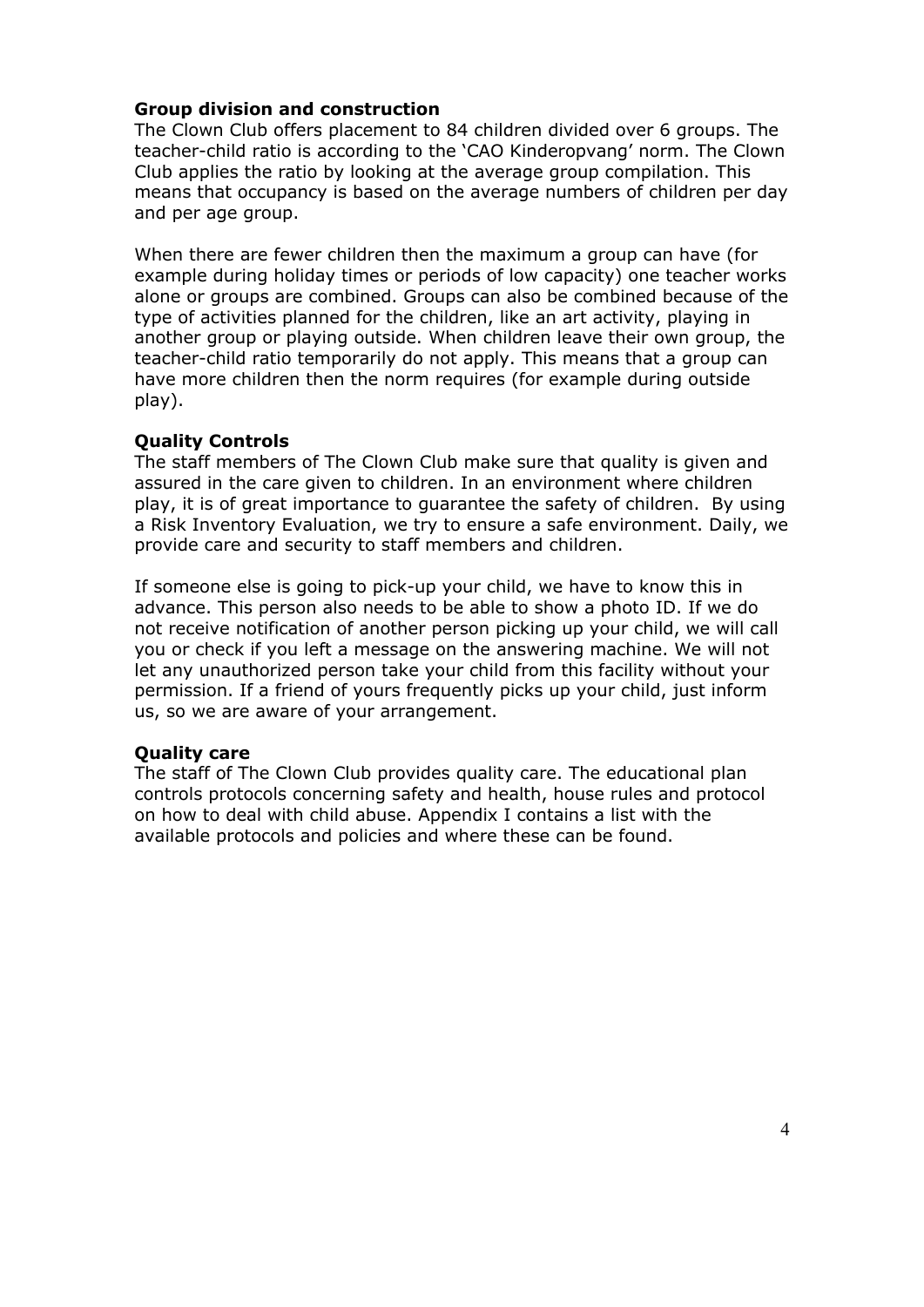**Group division and construction**

The Clown Club offers placement to 84 children divided over 6 groups. The teacher-child ratio is according to the 'CAO Kinderopvang' norm. The Clown Club applies the ratio by looking at the average group compilation. This means that occupancy is based on the average numbers of children per day and per age group.

When there are fewer children then the maximum a group can have (for example during holiday times or periods of low capacity) one teacher works alone or groups are combined. Groups can also be combined because of the type of activities planned for the children, like an art activity, playing in another group or playing outside. When children leave their own group, the teacher-child ratio temporarily do not apply. This means that a group can have more children then the norm requires (for example during outside play).

**Quality Controls**

The staff members of The Clown Club make sure that quality is given and assured in the care given to children. In an environment where children play, it is of great importance to guarantee the safety of children. By using a Risk Inventory Evaluation, we try to ensure a safe environment. Daily, we provide care and security to staff members and children.

If someone else is going to pick-up your child, we have to know this in advance. This person also needs to be able to show a photo ID. If we do not receive notification of another person picking up your child, we will call you or check if you left a message on the answering machine. We will not let any unauthorized person take your child from this facility without your permission. If a friend of yours frequently picks up your child, just inform us, so we are aware of your arrangement.

**Quality care**

The staff of The Clown Club provides quality care. The educational plan controls protocols concerning safety and health, house rules and protocol on how to deal with child abuse. Appendix I contains a list with the available protocols and policies and where these can be found.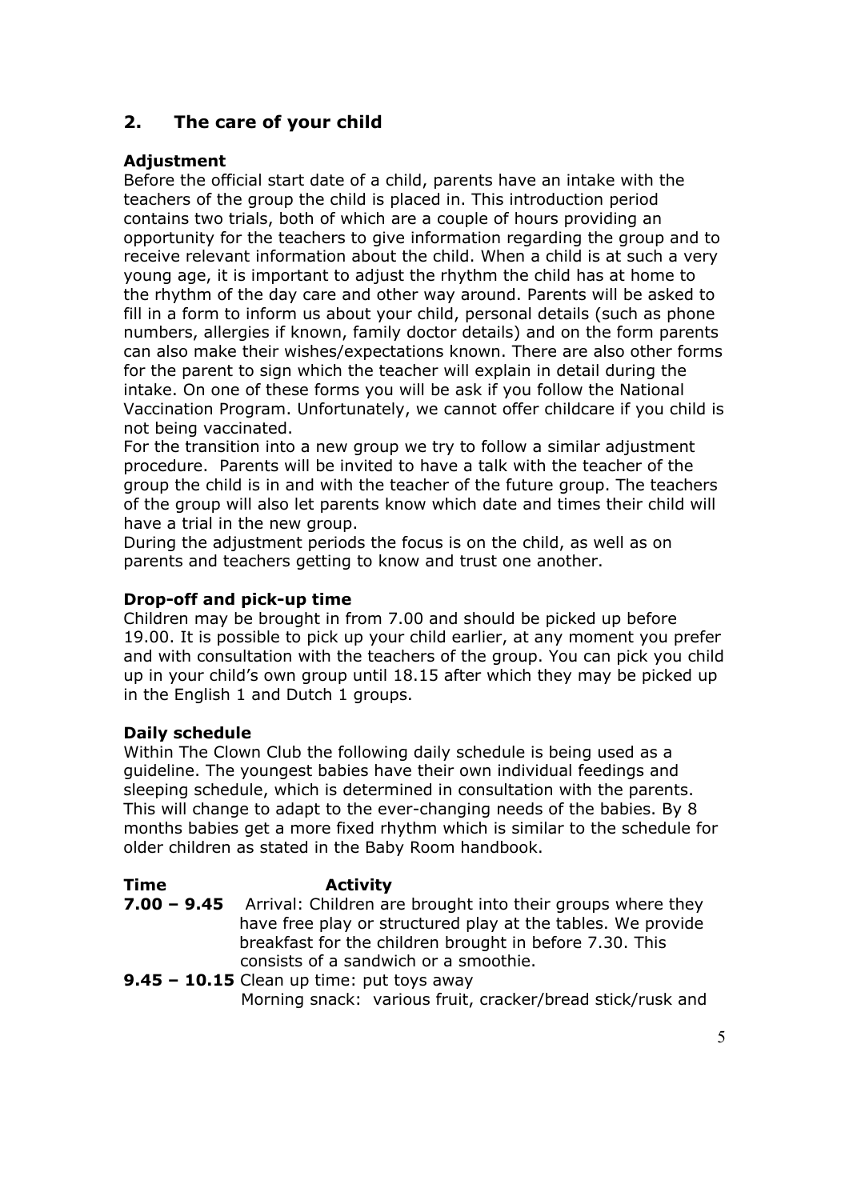## 2. The care of your child

### Adjustment

Before the official start date of a child, parents have an intake with the teachers of the group the child is placed in. This introduction period contains two trials, both of which are a couple of hours providing an opportunity for the teachers to give information regarding the group and to receive relevant information about the child. When a child is at such a very young age, it is important to adjust the rhythm the child has at home to the rhythm of the day care and other way around. Parents will be asked to fill in a form to inform us about your child, personal details (such as phone numbers, allergies if known, family doctor details) and on the form parents can also make their wishes/expectations known. There are also other forms for the parent to sign which the teacher will explain in detail during the intake. On one of these forms you will be ask if you follow the National Vaccination Program. Unfortunately, we cannot offer childcare if you child is not being vaccinated.

For the transition into a new group we try to follow a similar adjustment procedure. Parents will be invited to have a talk with the teacher of the group the child is in and with the teacher of the future group. The teachers of the group will also let parents know which date and times their child will have a trial in the new group.

During the adjustment periods the focus is on the child, as well as on parents and teachers getting to know and trust one another.

### Drop-off and pick-up time

Children may be brought in from 7.00 and should be picked up before 19.00. It is possible to pick up your child earlier, at any moment you prefer and with consultation with the teachers of the group. You can pick you child up in your child's own group until 18.15 after which they may be picked up in the English 1 and Dutch 1 groups.

### Daily schedule

Within The Clown Club the following daily schedule is being used as a guideline. The youngest babies have their own individual feedings and sleeping schedule, which is determined in consultation with the parents. This will change to adapt to the ever-changing needs of the babies. By 8 months babies get a more fixed rhythm which is similar to the schedule for older children as stated in the Baby Room handbook.

| Time | Activity |
|---|---|
| **7.00 – 9.45** | Arrival: Children are brought into their groups where they have free play or structured play at the tables. We provide breakfast for the children brought in before 7.30. This consists of a sandwich or a smoothie. |
| **9.45 – 10.15** | Clean up time: put toys away<br>Morning snack: various fruit, cracker/bread stick/rusk and |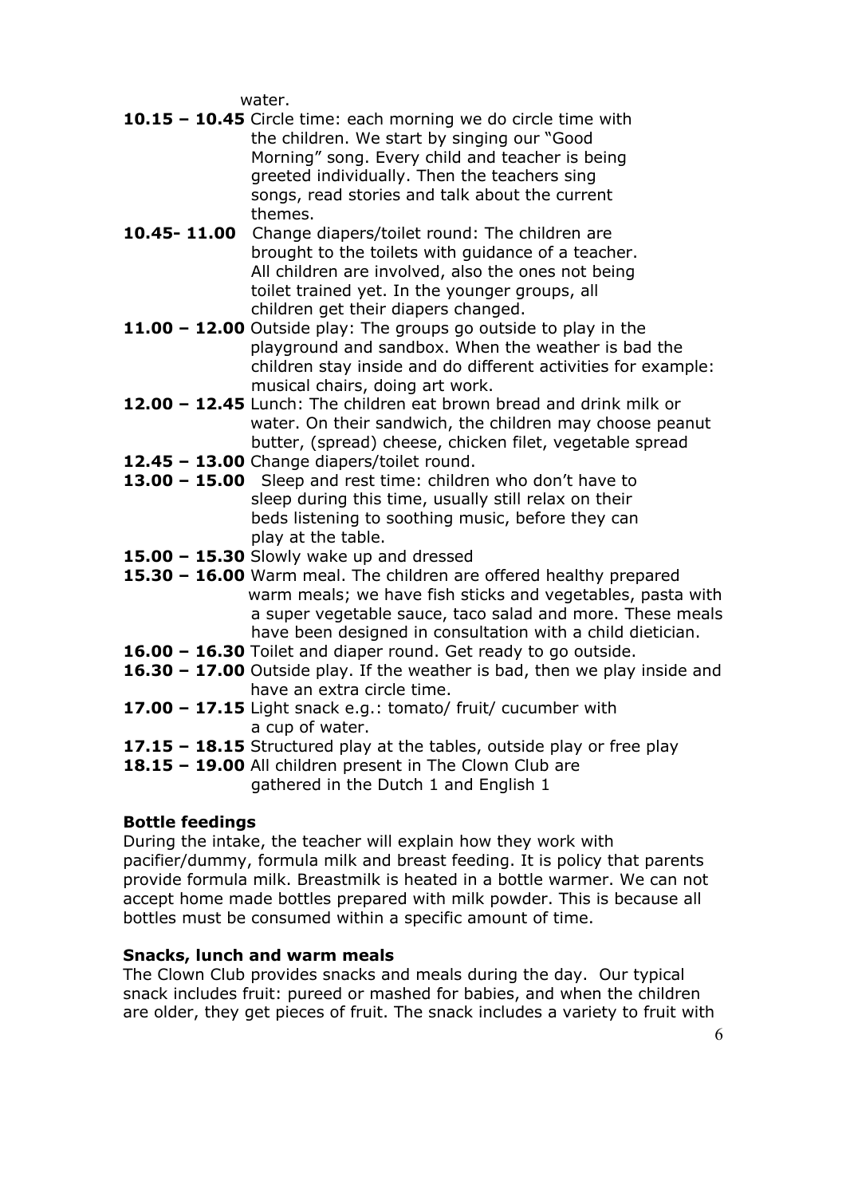water.

**10.15 – 10.45** Circle time: each morning we do circle time with the children. We start by singing our "Good Morning" song. Every child and teacher is being greeted individually. Then the teachers sing songs, read stories and talk about the current themes.

**10.45- 11.00** Change diapers/toilet round: The children are brought to the toilets with guidance of a teacher. All children are involved, also the ones not being toilet trained yet. In the younger groups, all children get their diapers changed.

**11.00 – 12.00** Outside play: The groups go outside to play in the playground and sandbox. When the weather is bad the children stay inside and do different activities for example: musical chairs, doing art work.

**12.00 – 12.45** Lunch: The children eat brown bread and drink milk or water. On their sandwich, the children may choose peanut butter, (spread) cheese, chicken filet, vegetable spread

**12.45 – 13.00** Change diapers/toilet round.

**13.00 – 15.00** Sleep and rest time: children who don't have to sleep during this time, usually still relax on their beds listening to soothing music, before they can play at the table.

**15.00 – 15.30** Slowly wake up and dressed

**15.30 – 16.00** Warm meal. The children are offered healthy prepared warm meals; we have fish sticks and vegetables, pasta with a super vegetable sauce, taco salad and more. These meals have been designed in consultation with a child dietician.

**16.00 – 16.30** Toilet and diaper round. Get ready to go outside.

**16.30 – 17.00** Outside play. If the weather is bad, then we play inside and have an extra circle time.

**17.00 – 17.15** Light snack e.g.: tomato/ fruit/ cucumber with a cup of water.

**17.15 – 18.15** Structured play at the tables, outside play or free play

**18.15 – 19.00** All children present in The Clown Club are gathered in the Dutch 1 and English 1

**Bottle feedings**

During the intake, the teacher will explain how they work with pacifier/dummy, formula milk and breast feeding. It is policy that parents provide formula milk. Breastmilk is heated in a bottle warmer. We can not accept home made bottles prepared with milk powder. This is because all bottles must be consumed within a specific amount of time.

**Snacks, lunch and warm meals**

The Clown Club provides snacks and meals during the day. Our typical snack includes fruit: pureed or mashed for babies, and when the children are older, they get pieces of fruit. The snack includes a variety to fruit with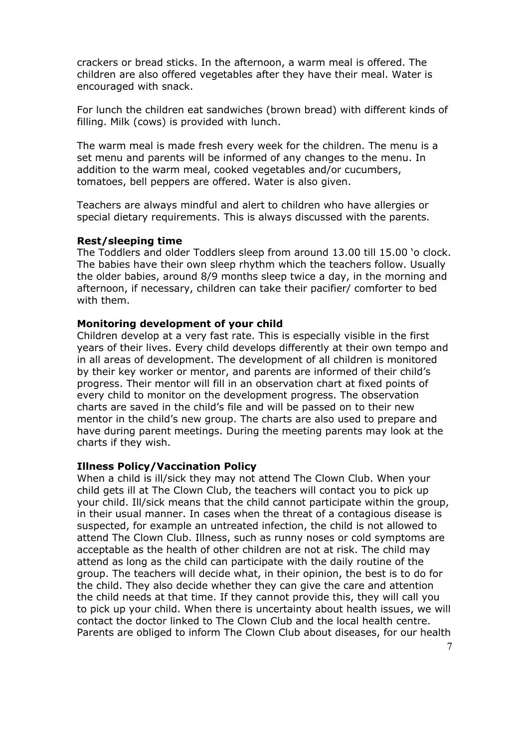crackers or bread sticks. In the afternoon, a warm meal is offered. The children are also offered vegetables after they have their meal. Water is encouraged with snack.

For lunch the children eat sandwiches (brown bread) with different kinds of filling. Milk (cows) is provided with lunch.

The warm meal is made fresh every week for the children. The menu is a set menu and parents will be informed of any changes to the menu. In addition to the warm meal, cooked vegetables and/or cucumbers, tomatoes, bell peppers are offered. Water is also given.

Teachers are always mindful and alert to children who have allergies or special dietary requirements. This is always discussed with the parents.

**Rest/sleeping time**

The Toddlers and older Toddlers sleep from around 13.00 till 15.00 'o clock. The babies have their own sleep rhythm which the teachers follow. Usually the older babies, around 8/9 months sleep twice a day, in the morning and afternoon, if necessary, children can take their pacifier/ comforter to bed with them.

**Monitoring development of your child**

Children develop at a very fast rate. This is especially visible in the first years of their lives. Every child develops differently at their own tempo and in all areas of development. The development of all children is monitored by their key worker or mentor, and parents are informed of their child's progress. Their mentor will fill in an observation chart at fixed points of every child to monitor on the development progress. The observation charts are saved in the child's file and will be passed on to their new mentor in the child's new group. The charts are also used to prepare and have during parent meetings. During the meeting parents may look at the charts if they wish.

**Illness Policy/Vaccination Policy**

When a child is ill/sick they may not attend The Clown Club. When your child gets ill at The Clown Club, the teachers will contact you to pick up your child. Ill/sick means that the child cannot participate within the group, in their usual manner. In cases when the threat of a contagious disease is suspected, for example an untreated infection, the child is not allowed to attend The Clown Club. Illness, such as runny noses or cold symptoms are acceptable as the health of other children are not at risk. The child may attend as long as the child can participate with the daily routine of the group. The teachers will decide what, in their opinion, the best is to do for the child. They also decide whether they can give the care and attention the child needs at that time. If they cannot provide this, they will call you to pick up your child. When there is uncertainty about health issues, we will contact the doctor linked to The Clown Club and the local health centre. Parents are obliged to inform The Clown Club about diseases, for our health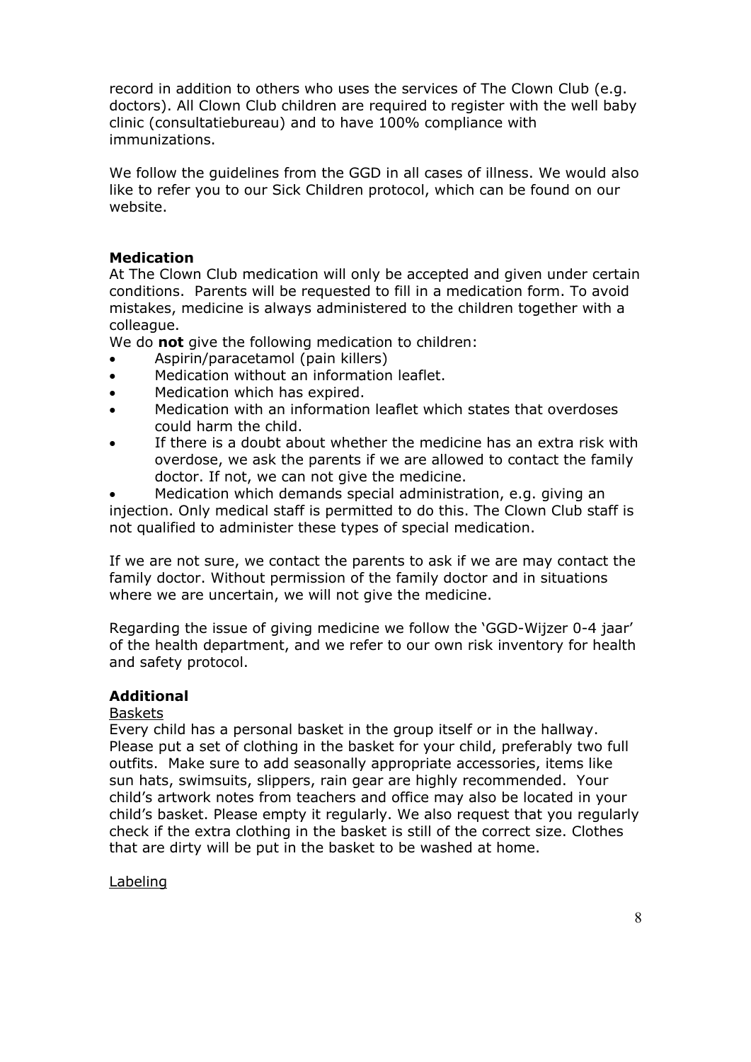record in addition to others who uses the services of The Clown Club (e.g. doctors). All Clown Club children are required to register with the well baby clinic (consultatiebureau) and to have 100% compliance with immunizations.

We follow the guidelines from the GGD in all cases of illness. We would also like to refer you to our Sick Children protocol, which can be found on our website.

**Medication**

At The Clown Club medication will only be accepted and given under certain conditions. Parents will be requested to fill in a medication form. To avoid mistakes, medicine is always administered to the children together with a colleague.

We do **not** give the following medication to children:

- Aspirin/paracetamol (pain killers)
- Medication without an information leaflet.
- Medication which has expired.
- Medication with an information leaflet which states that overdoses could harm the child.
- If there is a doubt about whether the medicine has an extra risk with overdose, we ask the parents if we are allowed to contact the family doctor. If not, we can not give the medicine.
- Medication which demands special administration, e.g. giving an injection. Only medical staff is permitted to do this. The Clown Club staff is not qualified to administer these types of special medication.

If we are not sure, we contact the parents to ask if we are may contact the family doctor. Without permission of the family doctor and in situations where we are uncertain, we will not give the medicine.

Regarding the issue of giving medicine we follow the 'GGD-Wijzer 0-4 jaar' of the health department, and we refer to our own risk inventory for health and safety protocol.

**Additional**

Baskets

Every child has a personal basket in the group itself or in the hallway. Please put a set of clothing in the basket for your child, preferably two full outfits. Make sure to add seasonally appropriate accessories, items like sun hats, swimsuits, slippers, rain gear are highly recommended. Your child's artwork notes from teachers and office may also be located in your child's basket. Please empty it regularly. We also request that you regularly check if the extra clothing in the basket is still of the correct size. Clothes that are dirty will be put in the basket to be washed at home.

Labeling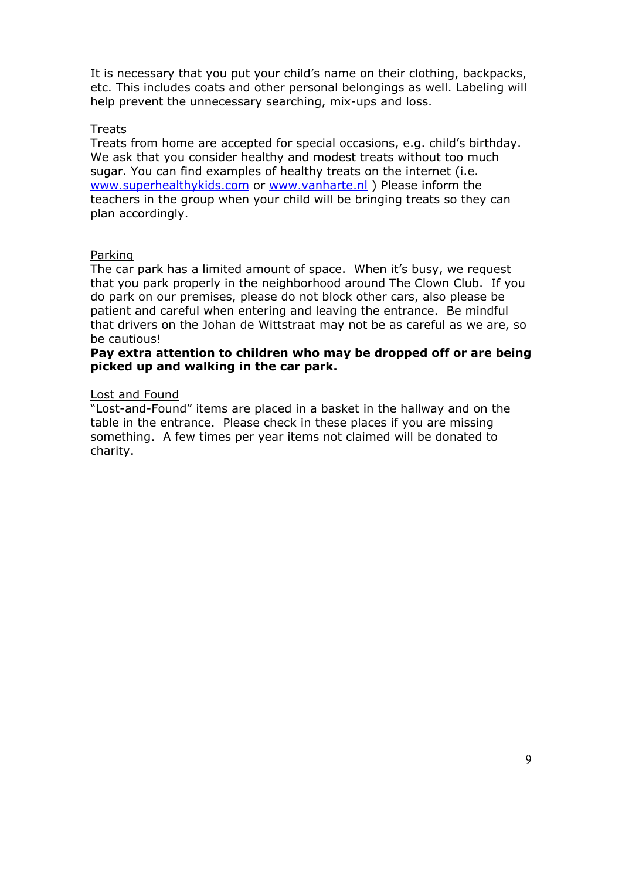It is necessary that you put your child's name on their clothing, backpacks, etc. This includes coats and other personal belongings as well. Labeling will help prevent the unnecessary searching, mix-ups and loss.

Treats

Treats from home are accepted for special occasions, e.g. child's birthday. We ask that you consider healthy and modest treats without too much sugar. You can find examples of healthy treats on the internet (i.e. [www.superhealthykids.com](http://www.superhealthykids.com) or [www.vanharte.nl](http://www.vanharte.nl) ) Please inform the teachers in the group when your child will be bringing treats so they can plan accordingly.

Parking

The car park has a limited amount of space. When it's busy, we request that you park properly in the neighborhood around The Clown Club. If you do park on our premises, please do not block other cars, also please be patient and careful when entering and leaving the entrance. Be mindful that drivers on the Johan de Wittstraat may not be as careful as we are, so be cautious!

**Pay extra attention to children who may be dropped off or are being picked up and walking in the car park.**

Lost and Found

"Lost-and-Found" items are placed in a basket in the hallway and on the table in the entrance. Please check in these places if you are missing something. A few times per year items not claimed will be donated to charity.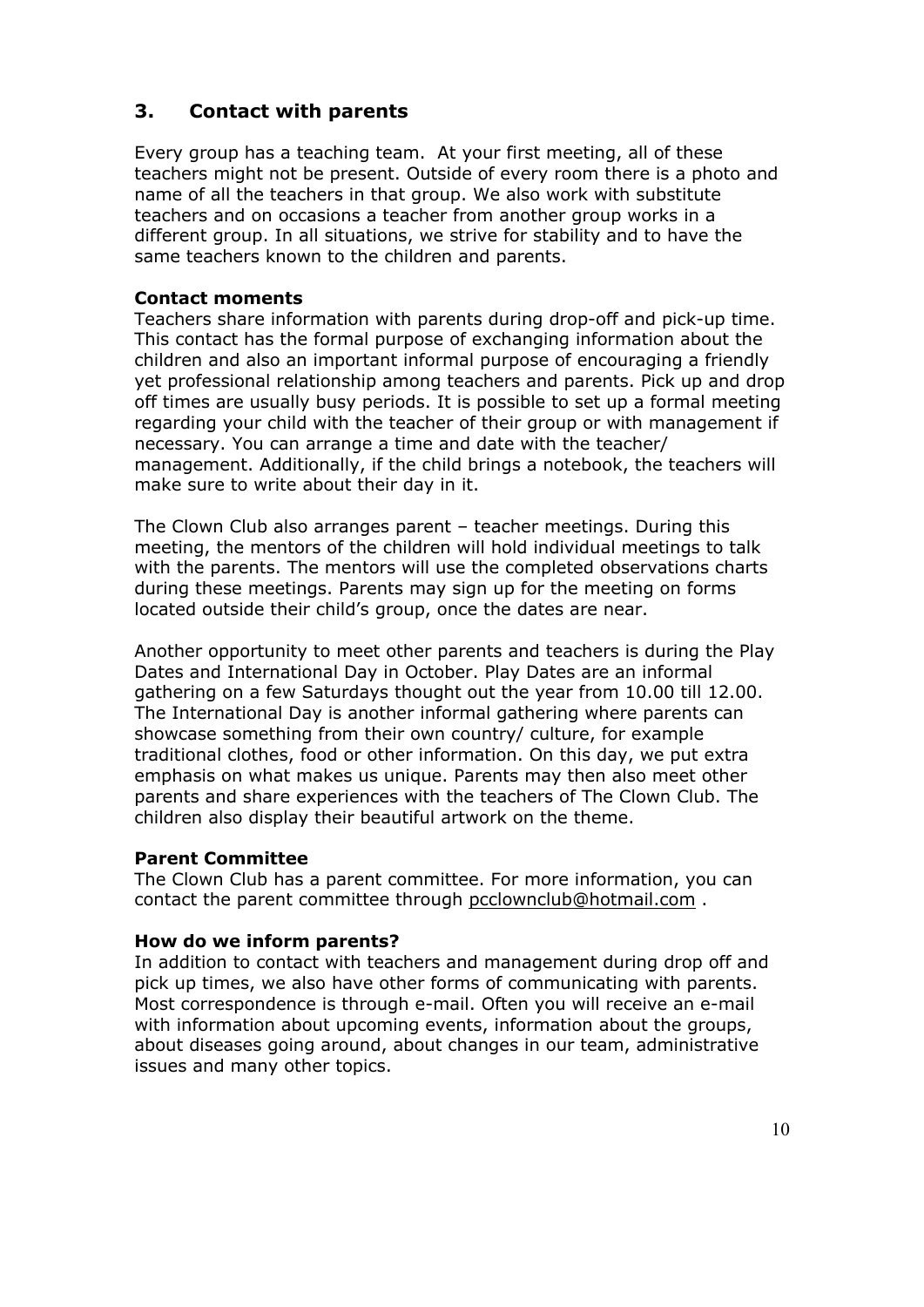## 3. Contact with parents

Every group has a teaching team. At your first meeting, all of these teachers might not be present. Outside of every room there is a photo and name of all the teachers in that group. We also work with substitute teachers and on occasions a teacher from another group works in a different group. In all situations, we strive for stability and to have the same teachers known to the children and parents.

**Contact moments**

Teachers share information with parents during drop-off and pick-up time. This contact has the formal purpose of exchanging information about the children and also an important informal purpose of encouraging a friendly yet professional relationship among teachers and parents. Pick up and drop off times are usually busy periods. It is possible to set up a formal meeting regarding your child with the teacher of their group or with management if necessary. You can arrange a time and date with the teacher/ management. Additionally, if the child brings a notebook, the teachers will make sure to write about their day in it.

The Clown Club also arranges parent – teacher meetings. During this meeting, the mentors of the children will hold individual meetings to talk with the parents. The mentors will use the completed observations charts during these meetings. Parents may sign up for the meeting on forms located outside their child's group, once the dates are near.

Another opportunity to meet other parents and teachers is during the Play Dates and International Day in October. Play Dates are an informal gathering on a few Saturdays thought out the year from 10.00 till 12.00. The International Day is another informal gathering where parents can showcase something from their own country/ culture, for example traditional clothes, food or other information. On this day, we put extra emphasis on what makes us unique. Parents may then also meet other parents and share experiences with the teachers of The Clown Club. The children also display their beautiful artwork on the theme.

**Parent Committee**

The Clown Club has a parent committee. For more information, you can contact the parent committee through pcclownclub@hotmail.com .

**How do we inform parents?**

In addition to contact with teachers and management during drop off and pick up times, we also have other forms of communicating with parents. Most correspondence is through e-mail. Often you will receive an e-mail with information about upcoming events, information about the groups, about diseases going around, about changes in our team, administrative issues and many other topics.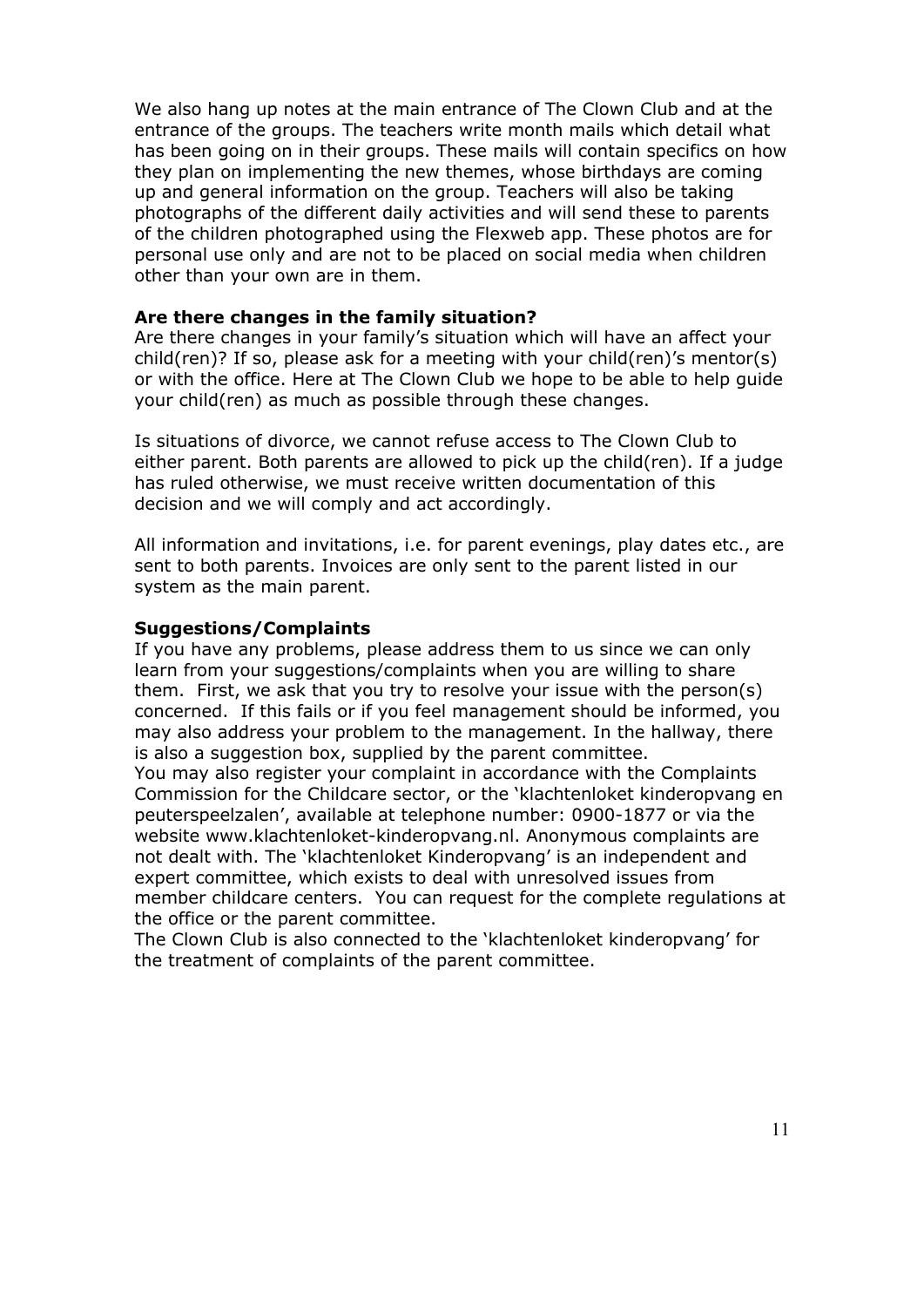We also hang up notes at the main entrance of The Clown Club and at the entrance of the groups. The teachers write month mails which detail what has been going on in their groups. These mails will contain specifics on how they plan on implementing the new themes, whose birthdays are coming up and general information on the group. Teachers will also be taking photographs of the different daily activities and will send these to parents of the children photographed using the Flexweb app. These photos are for personal use only and are not to be placed on social media when children other than your own are in them.

**Are there changes in the family situation?**

Are there changes in your family's situation which will have an affect your child(ren)? If so, please ask for a meeting with your child(ren)'s mentor(s) or with the office. Here at The Clown Club we hope to be able to help guide your child(ren) as much as possible through these changes.

Is situations of divorce, we cannot refuse access to The Clown Club to either parent. Both parents are allowed to pick up the child(ren). If a judge has ruled otherwise, we must receive written documentation of this decision and we will comply and act accordingly.

All information and invitations, i.e. for parent evenings, play dates etc., are sent to both parents. Invoices are only sent to the parent listed in our system as the main parent.

**Suggestions/Complaints**

If you have any problems, please address them to us since we can only learn from your suggestions/complaints when you are willing to share them. First, we ask that you try to resolve your issue with the person(s) concerned. If this fails or if you feel management should be informed, you may also address your problem to the management. In the hallway, there is also a suggestion box, supplied by the parent committee.
You may also register your complaint in accordance with the Complaints Commission for the Childcare sector, or the 'klachtenloket kinderopvang en peuterspeelzalen', available at telephone number: 0900-1877 or via the website www.klachtenloket-kinderopvang.nl. Anonymous complaints are not dealt with. The 'klachtenloket Kinderopvang' is an independent and expert committee, which exists to deal with unresolved issues from member childcare centers. You can request for the complete regulations at the office or the parent committee.
The Clown Club is also connected to the 'klachtenloket kinderopvang' for the treatment of complaints of the parent committee.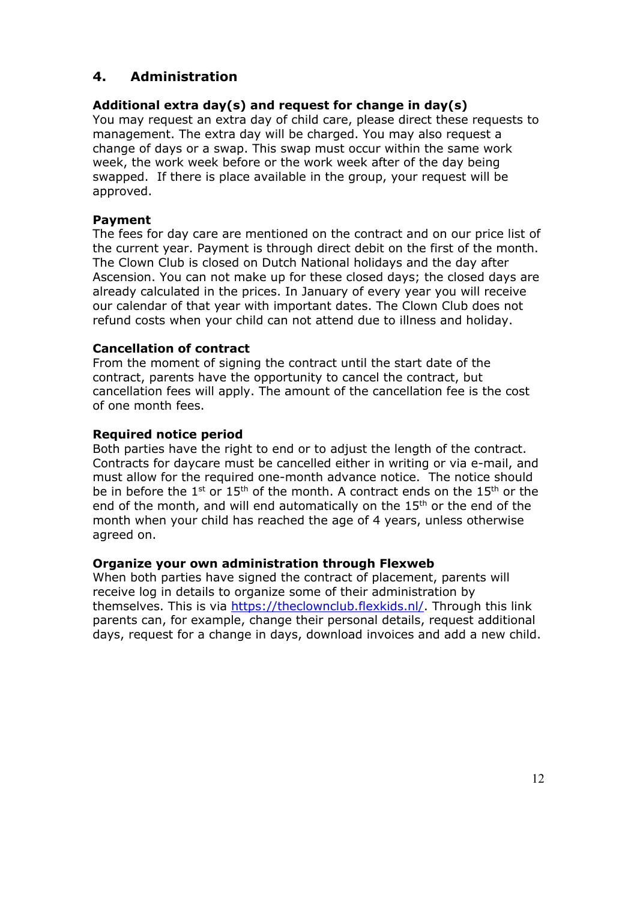## 4. Administration

### Additional extra day(s) and request for change in day(s)

You may request an extra day of child care, please direct these requests to management. The extra day will be charged. You may also request a change of days or a swap. This swap must occur within the same work week, the work week before or the work week after of the day being swapped. If there is place available in the group, your request will be approved.

### Payment

The fees for day care are mentioned on the contract and on our price list of the current year. Payment is through direct debit on the first of the month. The Clown Club is closed on Dutch National holidays and the day after Ascension. You can not make up for these closed days; the closed days are already calculated in the prices. In January of every year you will receive our calendar of that year with important dates. The Clown Club does not refund costs when your child can not attend due to illness and holiday.

### Cancellation of contract

From the moment of signing the contract until the start date of the contract, parents have the opportunity to cancel the contract, but cancellation fees will apply. The amount of the cancellation fee is the cost of one month fees.

### Required notice period

Both parties have the right to end or to adjust the length of the contract. Contracts for daycare must be cancelled either in writing or via e-mail, and must allow for the required one-month advance notice. The notice should be in before the 1st or 15th of the month. A contract ends on the 15th or the end of the month, and will end automatically on the 15th or the end of the month when your child has reached the age of 4 years, unless otherwise agreed on.

### Organize your own administration through Flexweb

When both parties have signed the contract of placement, parents will receive log in details to organize some of their administration by themselves. This is via [https://theclownclub.flexkids.nl/](https://theclownclub.flexkids.nl/). Through this link parents can, for example, change their personal details, request additional days, request for a change in days, download invoices and add a new child.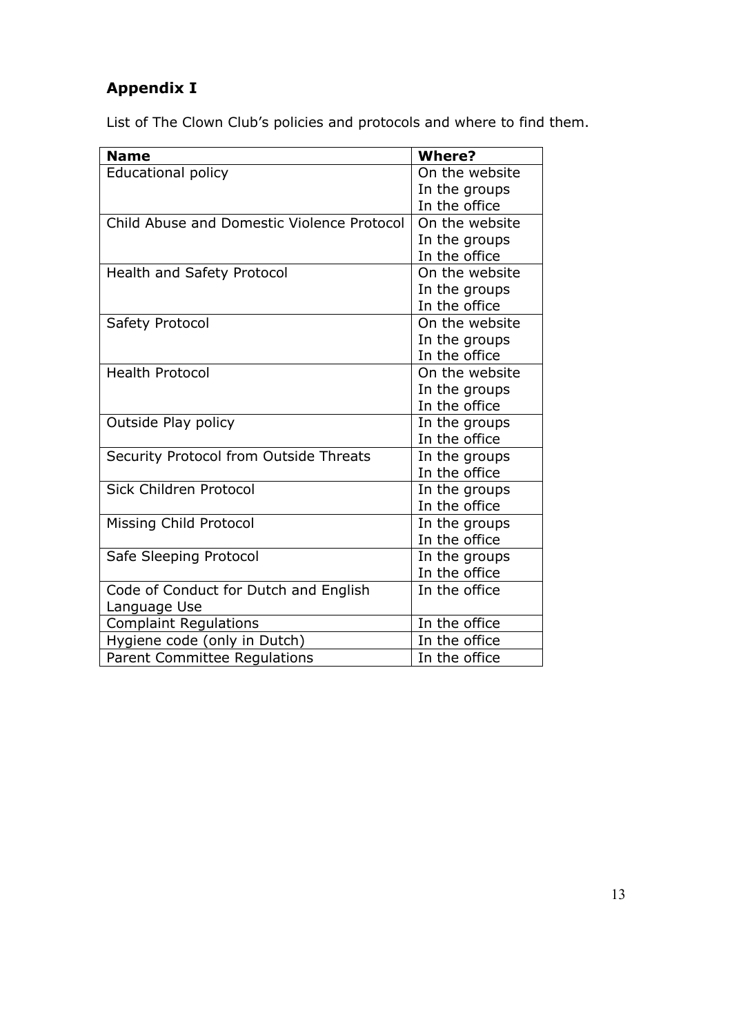## Appendix I

List of The Clown Club's policies and protocols and where to find them.

| Name | Where? |
|---|---|
| Educational policy | On the website<br>In the groups<br>In the office |
| Child Abuse and Domestic Violence Protocol | On the website<br>In the groups<br>In the office |
| Health and Safety Protocol | On the website<br>In the groups<br>In the office |
| Safety Protocol | On the website<br>In the groups<br>In the office |
| Health Protocol | On the website<br>In the groups<br>In the office |
| Outside Play policy | In the groups<br>In the office |
| Security Protocol from Outside Threats | In the groups<br>In the office |
| Sick Children Protocol | In the groups<br>In the office |
| Missing Child Protocol | In the groups<br>In the office |
| Safe Sleeping Protocol | In the groups<br>In the office |
| Code of Conduct for Dutch and English Language Use | In the office |
| Complaint Regulations | In the office |
| Hygiene code (only in Dutch) | In the office |
| Parent Committee Regulations | In the office |